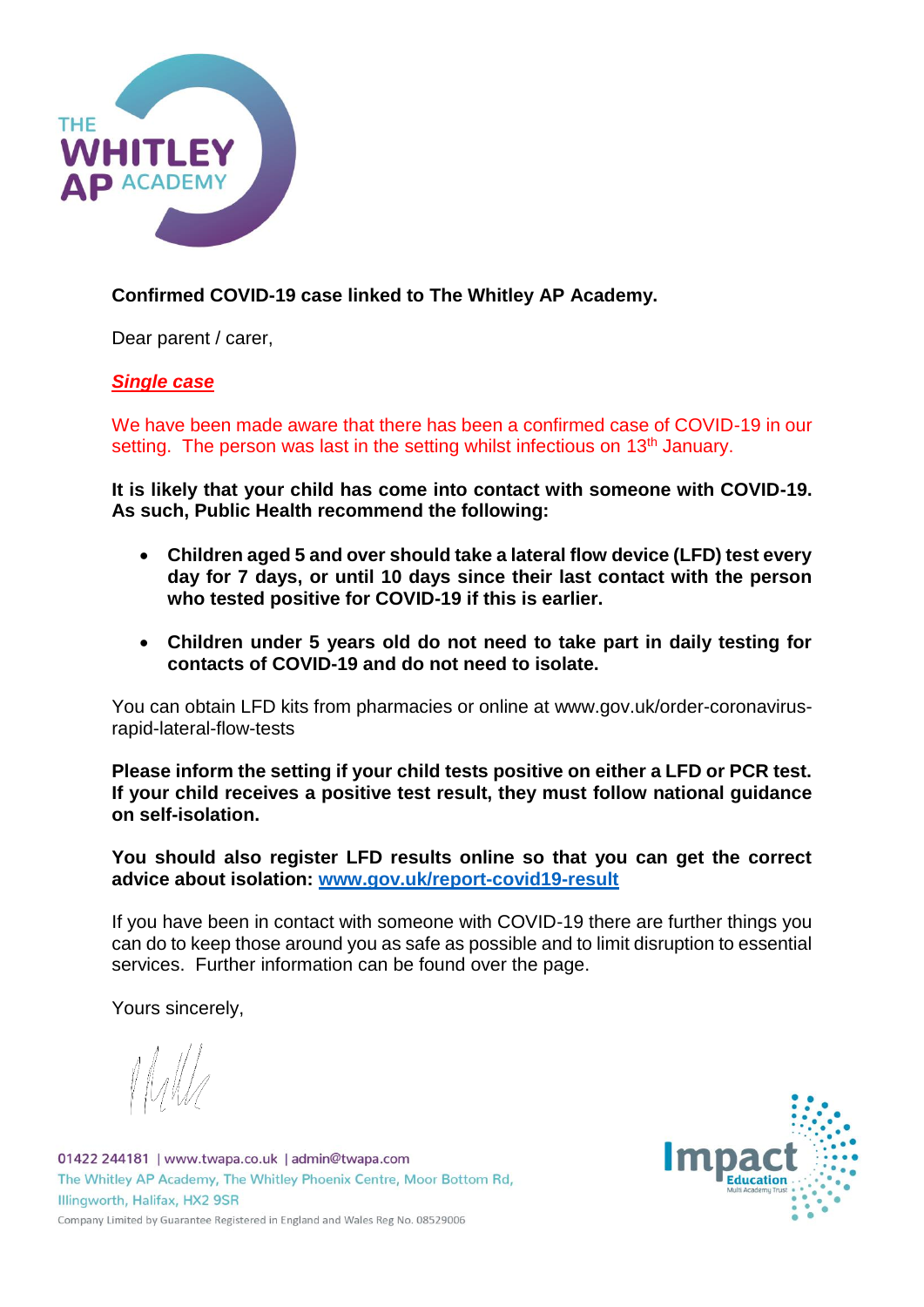**Confirmed COVID-19 case linked to The Whitley AP Academy.**

Dear parent / carer,

***Single case***

We have been made aware that there has been a confirmed case of COVID-19 in our setting. The person was last in the setting whilst infectious on 13th January.

**It is likely that your child has come into contact with someone with COVID-19. As such, Public Health recommend the following:**

- **Children aged 5 and over should take a lateral flow device (LFD) test every day for 7 days, or until 10 days since their last contact with the person who tested positive for COVID-19 if this is earlier.**
- **Children under 5 years old do not need to take part in daily testing for contacts of COVID-19 and do not need to isolate.**

You can obtain LFD kits from pharmacies or online at www.gov.uk/order-coronavirus-rapid-lateral-flow-tests

**Please inform the setting if your child tests positive on either a LFD or PCR test. If your child receives a positive test result, they must follow national guidance on self-isolation.**

**You should also register LFD results online so that you can get the correct advice about isolation: www.gov.uk/report-covid19-result**

If you have been in contact with someone with COVID-19 there are further things you can do to keep those around you as safe as possible and to limit disruption to essential services. Further information can be found over the page.

Yours sincerely,

01422 244181 | www.twapa.co.uk | admin@twapa.com
The Whitley AP Academy, The Whitley Phoenix Centre, Moor Bottom Rd, Illingworth, Halifax, HX2 9SR
Company Limited by Guarantee Registered in England and Wales Reg No. 08529006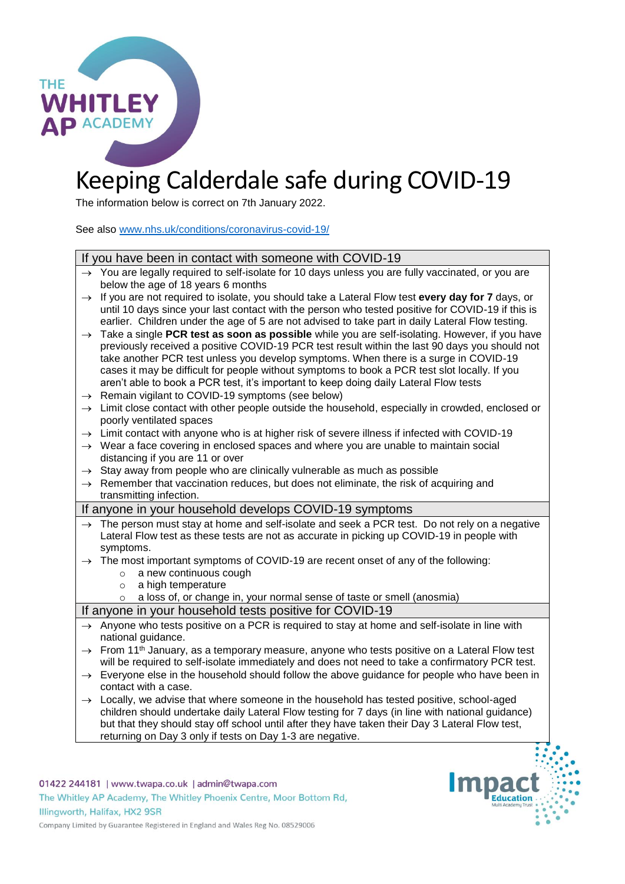# Keeping Calderdale safe during COVID-19

The information below is correct on 7th January 2022.

See also www.nhs.uk/conditions/coronavirus-covid-19/

## If you have been in contact with someone with COVID-19

- → You are legally required to self-isolate for 10 days unless you are fully vaccinated, or you are below the age of 18 years 6 months
- → If you are not required to isolate, you should take a Lateral Flow test **every day for 7** days, or until 10 days since your last contact with the person who tested positive for COVID-19 if this is earlier. Children under the age of 5 are not advised to take part in daily Lateral Flow testing.
- → Take a single **PCR test as soon as possible** while you are self-isolating. However, if you have previously received a positive COVID-19 PCR test result within the last 90 days you should not take another PCR test unless you develop symptoms. When there is a surge in COVID-19 cases it may be difficult for people without symptoms to book a PCR test slot locally. If you aren't able to book a PCR test, it's important to keep doing daily Lateral Flow tests
- → Remain vigilant to COVID-19 symptoms (see below)
- → Limit close contact with other people outside the household, especially in crowded, enclosed or poorly ventilated spaces
- → Limit contact with anyone who is at higher risk of severe illness if infected with COVID-19
- → Wear a face covering in enclosed spaces and where you are unable to maintain social distancing if you are 11 or over
- → Stay away from people who are clinically vulnerable as much as possible
- → Remember that vaccination reduces, but does not eliminate, the risk of acquiring and transmitting infection.

## If anyone in your household develops COVID-19 symptoms

- → The person must stay at home and self-isolate and seek a PCR test. Do not rely on a negative Lateral Flow test as these tests are not as accurate in picking up COVID-19 in people with symptoms.
- → The most important symptoms of COVID-19 are recent onset of any of the following:
  - a new continuous cough
  - a high temperature
  - a loss of, or change in, your normal sense of taste or smell (anosmia)

## If anyone in your household tests positive for COVID-19

- → Anyone who tests positive on a PCR is required to stay at home and self-isolate in line with national guidance.
- → From 11th January, as a temporary measure, anyone who tests positive on a Lateral Flow test will be required to self-isolate immediately and does not need to take a confirmatory PCR test.
- → Everyone else in the household should follow the above guidance for people who have been in contact with a case.
- → Locally, we advise that where someone in the household has tested positive, school-aged children should undertake daily Lateral Flow testing for 7 days (in line with national guidance) but that they should stay off school until after they have taken their Day 3 Lateral Flow test, returning on Day 3 only if tests on Day 1-3 are negative.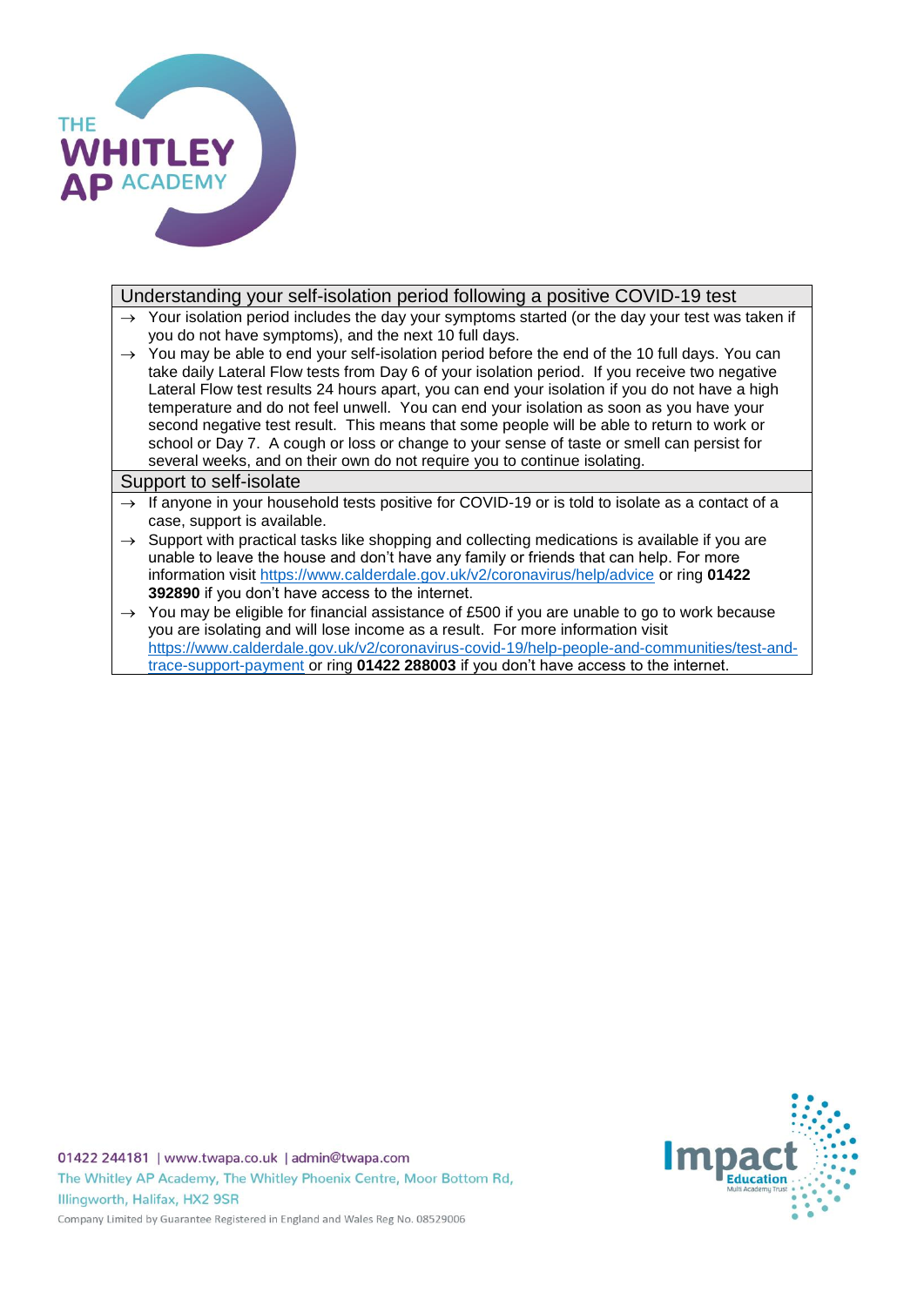## Understanding your self-isolation period following a positive COVID-19 test

- → Your isolation period includes the day your symptoms started (or the day your test was taken if you do not have symptoms), and the next 10 full days.
- → You may be able to end your self-isolation period before the end of the 10 full days. You can take daily Lateral Flow tests from Day 6 of your isolation period. If you receive two negative Lateral Flow test results 24 hours apart, you can end your isolation if you do not have a high temperature and do not feel unwell. You can end your isolation as soon as you have your second negative test result. This means that some people will be able to return to work or school or Day 7. A cough or loss or change to your sense of taste or smell can persist for several weeks, and on their own do not require you to continue isolating.

## Support to self-isolate

- → If anyone in your household tests positive for COVID-19 or is told to isolate as a contact of a case, support is available.
- → Support with practical tasks like shopping and collecting medications is available if you are unable to leave the house and don't have any family or friends that can help. For more information visit https://www.calderdale.gov.uk/v2/coronavirus/help/advice or ring **01422 392890** if you don't have access to the internet.
- → You may be eligible for financial assistance of £500 if you are unable to go to work because you are isolating and will lose income as a result. For more information visit https://www.calderdale.gov.uk/v2/coronavirus-covid-19/help-people-and-communities/test-and-trace-support-payment or ring **01422 288003** if you don't have access to the internet.

01422 244181 | www.twapa.co.uk | admin@twapa.com
The Whitley AP Academy, The Whitley Phoenix Centre, Moor Bottom Rd, Illingworth, Halifax, HX2 9SR
Company Limited by Guarantee Registered in England and Wales Reg No. 08529006